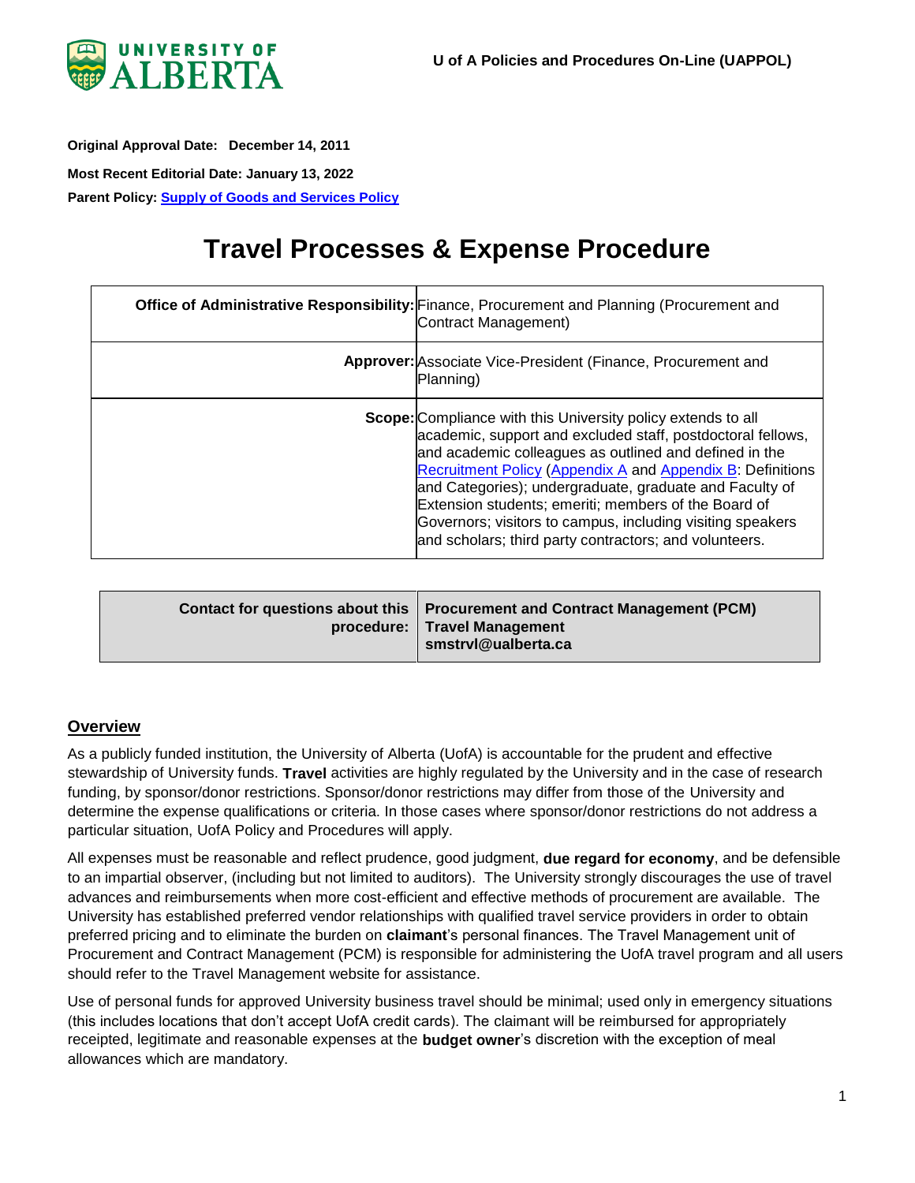**Original Approval Date: December 14, 2011**

**Most Recent Editorial Date: January 13, 2022**

**Parent Policy: Supply of Goods and Services Policy**

# Travel Processes & Expense Procedure

| | |
|---|---|
| **Office of Administrative Responsibility:** | Finance, Procurement and Planning (Procurement and Contract Management) |
| **Approver:** | Associate Vice-President (Finance, Procurement and Planning) |
| **Scope:** | Compliance with this University policy extends to all academic, support and excluded staff, postdoctoral fellows, and academic colleagues as outlined and defined in the Recruitment Policy (Appendix A and Appendix B: Definitions and Categories); undergraduate, graduate and Faculty of Extension students; emeriti; members of the Board of Governors; visitors to campus, including visiting speakers and scholars; third party contractors; and volunteers. |

| | |
|---|---|
| **Contact for questions about this procedure:** | **Procurement and Contract Management (PCM) Travel Management smstrvl@ualberta.ca** |

## Overview

As a publicly funded institution, the University of Alberta (UofA) is accountable for the prudent and effective stewardship of University funds. **Travel** activities are highly regulated by the University and in the case of research funding, by sponsor/donor restrictions. Sponsor/donor restrictions may differ from those of the University and determine the expense qualifications or criteria. In those cases where sponsor/donor restrictions do not address a particular situation, UofA Policy and Procedures will apply.

All expenses must be reasonable and reflect prudence, good judgment, **due regard for economy**, and be defensible to an impartial observer, (including but not limited to auditors). The University strongly discourages the use of travel advances and reimbursements when more cost-efficient and effective methods of procurement are available. The University has established preferred vendor relationships with qualified travel service providers in order to obtain preferred pricing and to eliminate the burden on **claimant**'s personal finances. The Travel Management unit of Procurement and Contract Management (PCM) is responsible for administering the UofA travel program and all users should refer to the Travel Management website for assistance.

Use of personal funds for approved University business travel should be minimal; used only in emergency situations (this includes locations that don't accept UofA credit cards). The claimant will be reimbursed for appropriately receipted, legitimate and reasonable expenses at the **budget owner**'s discretion with the exception of meal allowances which are mandatory.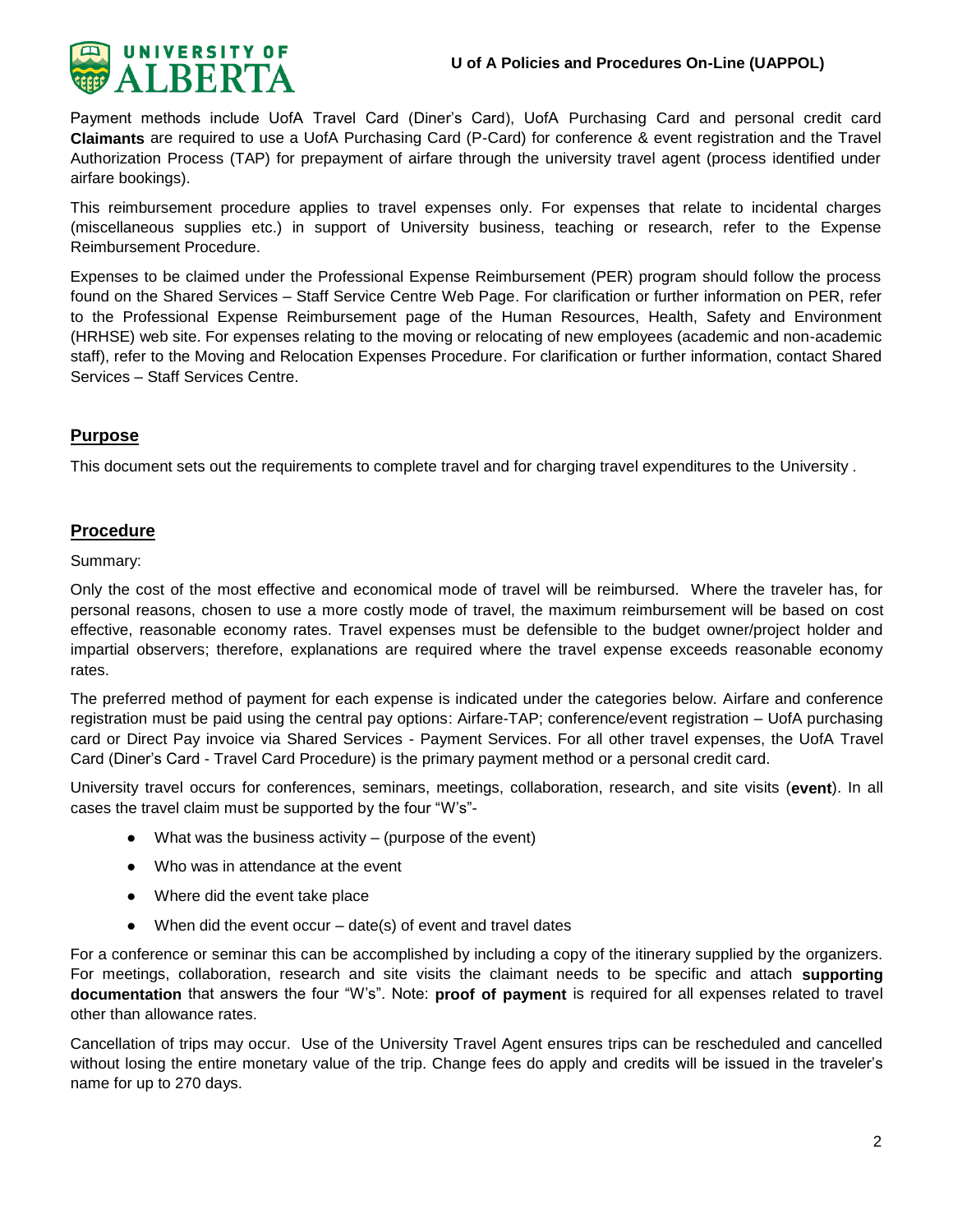Payment methods include UofA Travel Card (Diner's Card), UofA Purchasing Card and personal credit card **Claimants** are required to use a UofA Purchasing Card (P-Card) for conference & event registration and the Travel Authorization Process (TAP) for prepayment of airfare through the university travel agent (process identified under airfare bookings).

This reimbursement procedure applies to travel expenses only. For expenses that relate to incidental charges (miscellaneous supplies etc.) in support of University business, teaching or research, refer to the Expense Reimbursement Procedure.

Expenses to be claimed under the Professional Expense Reimbursement (PER) program should follow the process found on the Shared Services – Staff Service Centre Web Page. For clarification or further information on PER, refer to the Professional Expense Reimbursement page of the Human Resources, Health, Safety and Environment (HRHSE) web site. For expenses relating to the moving or relocating of new employees (academic and non-academic staff), refer to the Moving and Relocation Expenses Procedure. For clarification or further information, contact Shared Services – Staff Services Centre.

## Purpose

This document sets out the requirements to complete travel and for charging travel expenditures to the University .

## Procedure

Summary:

Only the cost of the most effective and economical mode of travel will be reimbursed. Where the traveler has, for personal reasons, chosen to use a more costly mode of travel, the maximum reimbursement will be based on cost effective, reasonable economy rates. Travel expenses must be defensible to the budget owner/project holder and impartial observers; therefore, explanations are required where the travel expense exceeds reasonable economy rates.

The preferred method of payment for each expense is indicated under the categories below. Airfare and conference registration must be paid using the central pay options: Airfare-TAP; conference/event registration – UofA purchasing card or Direct Pay invoice via Shared Services - Payment Services. For all other travel expenses, the UofA Travel Card (Diner's Card - Travel Card Procedure) is the primary payment method or a personal credit card.

University travel occurs for conferences, seminars, meetings, collaboration, research, and site visits (**event**). In all cases the travel claim must be supported by the four "W's"-

- What was the business activity – (purpose of the event)
- Who was in attendance at the event
- Where did the event take place
- When did the event occur – date(s) of event and travel dates

For a conference or seminar this can be accomplished by including a copy of the itinerary supplied by the organizers. For meetings, collaboration, research and site visits the claimant needs to be specific and attach **supporting documentation** that answers the four "W's". Note: **proof of payment** is required for all expenses related to travel other than allowance rates.

Cancellation of trips may occur. Use of the University Travel Agent ensures trips can be rescheduled and cancelled without losing the entire monetary value of the trip. Change fees do apply and credits will be issued in the traveler's name for up to 270 days.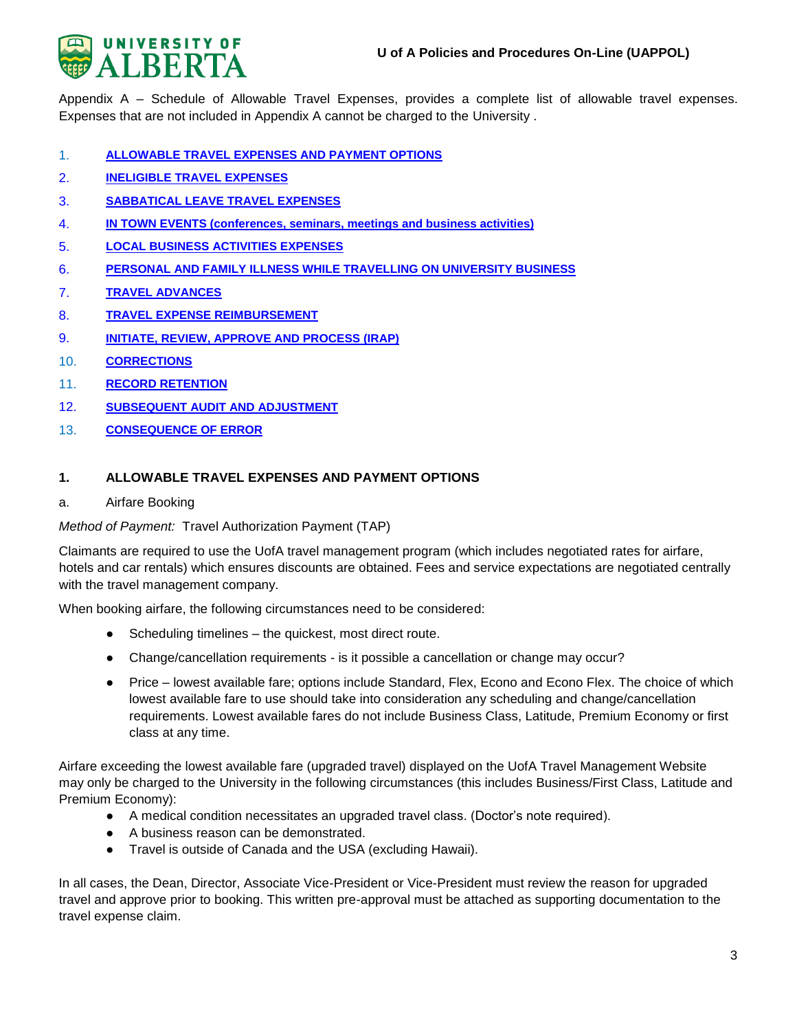Appendix A – Schedule of Allowable Travel Expenses, provides a complete list of allowable travel expenses. Expenses that are not included in Appendix A cannot be charged to the University .

1. ALLOWABLE TRAVEL EXPENSES AND PAYMENT OPTIONS
2. INELIGIBLE TRAVEL EXPENSES
3. SABBATICAL LEAVE TRAVEL EXPENSES
4. IN TOWN EVENTS (conferences, seminars, meetings and business activities)
5. LOCAL BUSINESS ACTIVITIES EXPENSES
6. PERSONAL AND FAMILY ILLNESS WHILE TRAVELLING ON UNIVERSITY BUSINESS
7. TRAVEL ADVANCES
8. TRAVEL EXPENSE REIMBURSEMENT
9. INITIATE, REVIEW, APPROVE AND PROCESS (IRAP)
10. CORRECTIONS
11. RECORD RETENTION
12. SUBSEQUENT AUDIT AND ADJUSTMENT
13. CONSEQUENCE OF ERROR

## 1. ALLOWABLE TRAVEL EXPENSES AND PAYMENT OPTIONS

a. Airfare Booking

*Method of Payment:* Travel Authorization Payment (TAP)

Claimants are required to use the UofA travel management program (which includes negotiated rates for airfare, hotels and car rentals) which ensures discounts are obtained. Fees and service expectations are negotiated centrally with the travel management company.

When booking airfare, the following circumstances need to be considered:

- Scheduling timelines – the quickest, most direct route.
- Change/cancellation requirements - is it possible a cancellation or change may occur?
- Price – lowest available fare; options include Standard, Flex, Econo and Econo Flex. The choice of which lowest available fare to use should take into consideration any scheduling and change/cancellation requirements. Lowest available fares do not include Business Class, Latitude, Premium Economy or first class at any time.

Airfare exceeding the lowest available fare (upgraded travel) displayed on the UofA Travel Management Website may only be charged to the University in the following circumstances (this includes Business/First Class, Latitude and Premium Economy):

- A medical condition necessitates an upgraded travel class. (Doctor's note required).
- A business reason can be demonstrated.
- Travel is outside of Canada and the USA (excluding Hawaii).

In all cases, the Dean, Director, Associate Vice-President or Vice-President must review the reason for upgraded travel and approve prior to booking. This written pre-approval must be attached as supporting documentation to the travel expense claim.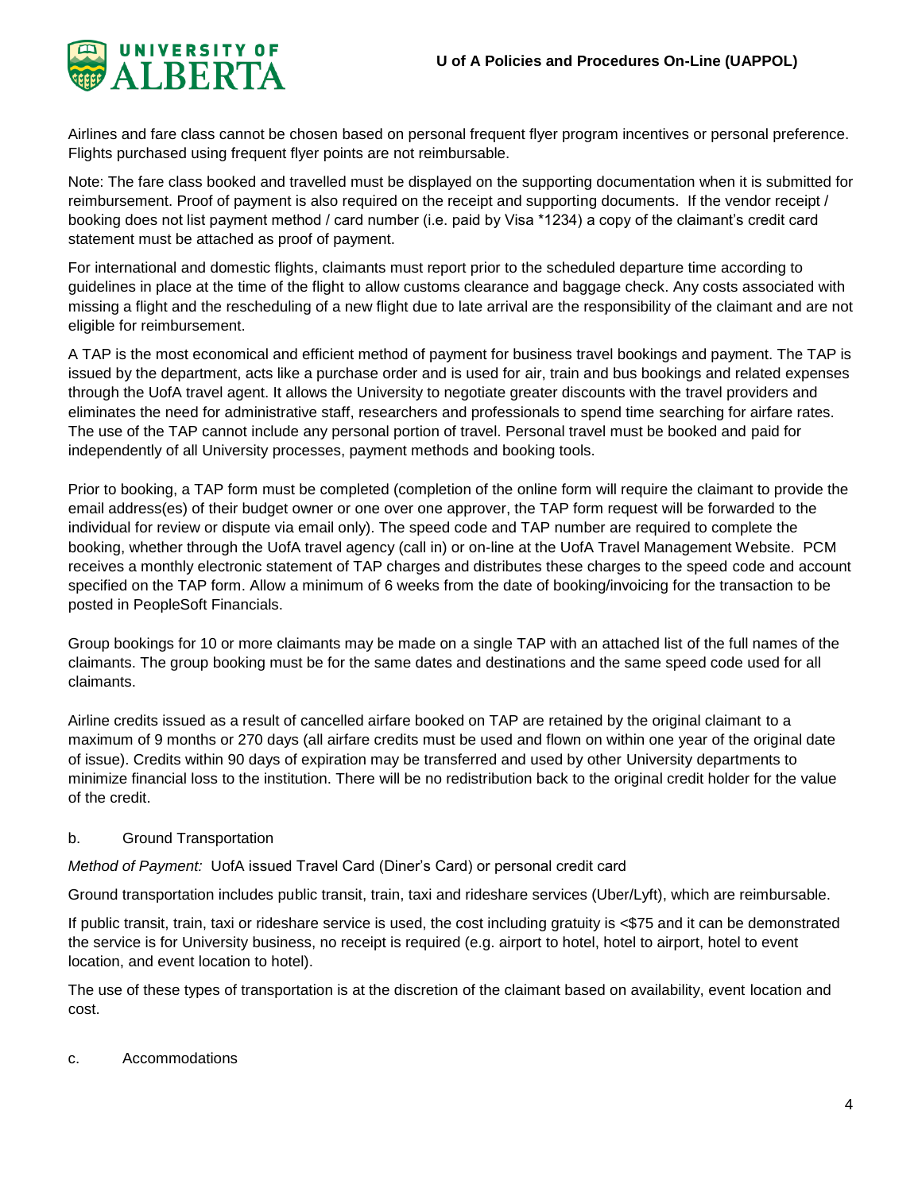Airlines and fare class cannot be chosen based on personal frequent flyer program incentives or personal preference. Flights purchased using frequent flyer points are not reimbursable.

Note: The fare class booked and travelled must be displayed on the supporting documentation when it is submitted for reimbursement. Proof of payment is also required on the receipt and supporting documents. If the vendor receipt / booking does not list payment method / card number (i.e. paid by Visa *1234) a copy of the claimant's credit card statement must be attached as proof of payment.

For international and domestic flights, claimants must report prior to the scheduled departure time according to guidelines in place at the time of the flight to allow customs clearance and baggage check. Any costs associated with missing a flight and the rescheduling of a new flight due to late arrival are the responsibility of the claimant and are not eligible for reimbursement.

A TAP is the most economical and efficient method of payment for business travel bookings and payment. The TAP is issued by the department, acts like a purchase order and is used for air, train and bus bookings and related expenses through the UofA travel agent. It allows the University to negotiate greater discounts with the travel providers and eliminates the need for administrative staff, researchers and professionals to spend time searching for airfare rates. The use of the TAP cannot include any personal portion of travel. Personal travel must be booked and paid for independently of all University processes, payment methods and booking tools.

Prior to booking, a TAP form must be completed (completion of the online form will require the claimant to provide the email address(es) of their budget owner or one over one approver, the TAP form request will be forwarded to the individual for review or dispute via email only). The speed code and TAP number are required to complete the booking, whether through the UofA travel agency (call in) or on-line at the UofA Travel Management Website. PCM receives a monthly electronic statement of TAP charges and distributes these charges to the speed code and account specified on the TAP form. Allow a minimum of 6 weeks from the date of booking/invoicing for the transaction to be posted in PeopleSoft Financials.

Group bookings for 10 or more claimants may be made on a single TAP with an attached list of the full names of the claimants. The group booking must be for the same dates and destinations and the same speed code used for all claimants.

Airline credits issued as a result of cancelled airfare booked on TAP are retained by the original claimant to a maximum of 9 months or 270 days (all airfare credits must be used and flown on within one year of the original date of issue). Credits within 90 days of expiration may be transferred and used by other University departments to minimize financial loss to the institution. There will be no redistribution back to the original credit holder for the value of the credit.

b. Ground Transportation

*Method of Payment:* UofA issued Travel Card (Diner's Card) or personal credit card

Ground transportation includes public transit, train, taxi and rideshare services (Uber/Lyft), which are reimbursable.

If public transit, train, taxi or rideshare service is used, the cost including gratuity is <$75 and it can be demonstrated the service is for University business, no receipt is required (e.g. airport to hotel, hotel to airport, hotel to event location, and event location to hotel).

The use of these types of transportation is at the discretion of the claimant based on availability, event location and cost.

c. Accommodations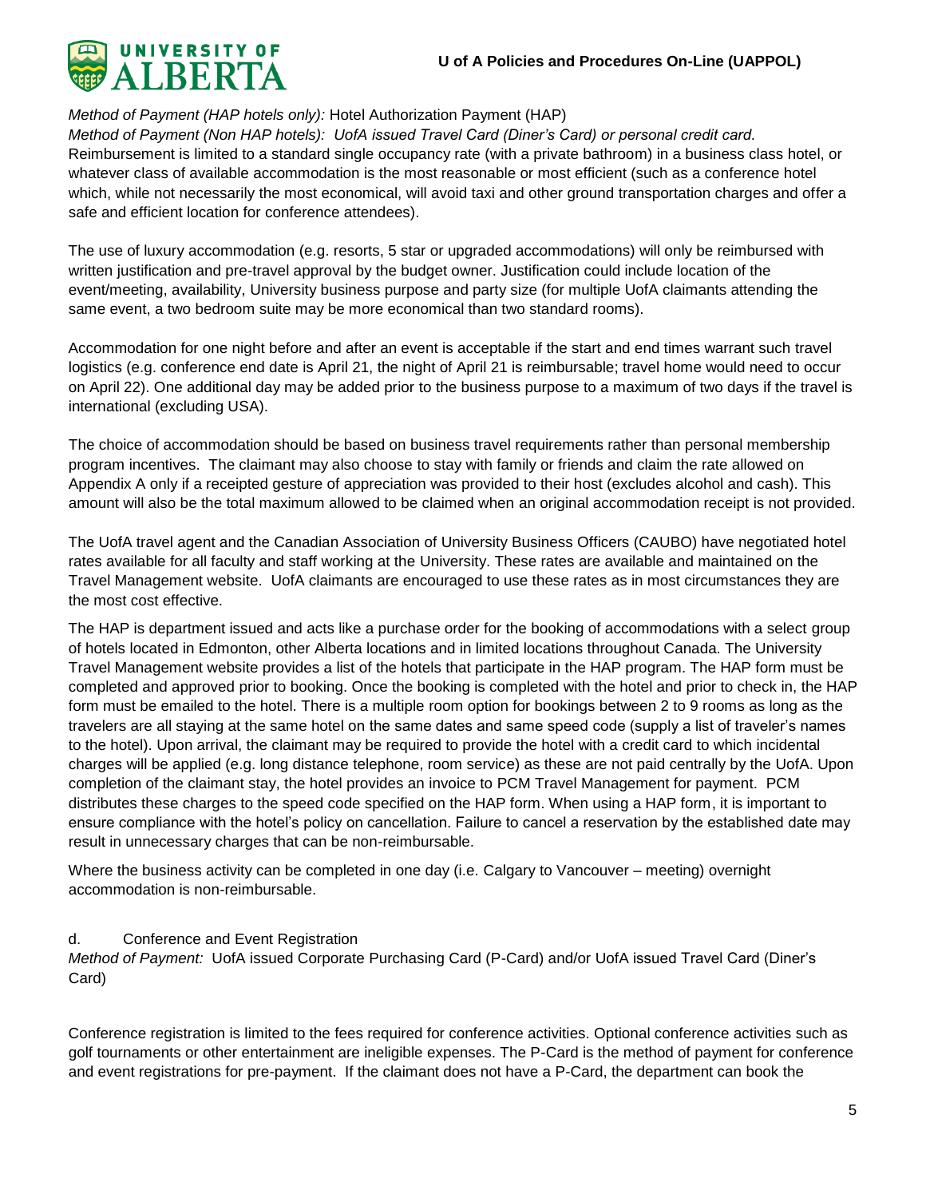*Method of Payment (HAP hotels only):* Hotel Authorization Payment (HAP)
*Method of Payment (Non HAP hotels): UofA issued Travel Card (Diner's Card) or personal credit card.*
Reimbursement is limited to a standard single occupancy rate (with a private bathroom) in a business class hotel, or whatever class of available accommodation is the most reasonable or most efficient (such as a conference hotel which, while not necessarily the most economical, will avoid taxi and other ground transportation charges and offer a safe and efficient location for conference attendees).

The use of luxury accommodation (e.g. resorts, 5 star or upgraded accommodations) will only be reimbursed with written justification and pre-travel approval by the budget owner. Justification could include location of the event/meeting, availability, University business purpose and party size (for multiple UofA claimants attending the same event, a two bedroom suite may be more economical than two standard rooms).

Accommodation for one night before and after an event is acceptable if the start and end times warrant such travel logistics (e.g. conference end date is April 21, the night of April 21 is reimbursable; travel home would need to occur on April 22). One additional day may be added prior to the business purpose to a maximum of two days if the travel is international (excluding USA).

The choice of accommodation should be based on business travel requirements rather than personal membership program incentives. The claimant may also choose to stay with family or friends and claim the rate allowed on Appendix A only if a receipted gesture of appreciation was provided to their host (excludes alcohol and cash). This amount will also be the total maximum allowed to be claimed when an original accommodation receipt is not provided.

The UofA travel agent and the Canadian Association of University Business Officers (CAUBO) have negotiated hotel rates available for all faculty and staff working at the University. These rates are available and maintained on the Travel Management website. UofA claimants are encouraged to use these rates as in most circumstances they are the most cost effective.

The HAP is department issued and acts like a purchase order for the booking of accommodations with a select group of hotels located in Edmonton, other Alberta locations and in limited locations throughout Canada. The University Travel Management website provides a list of the hotels that participate in the HAP program. The HAP form must be completed and approved prior to booking. Once the booking is completed with the hotel and prior to check in, the HAP form must be emailed to the hotel. There is a multiple room option for bookings between 2 to 9 rooms as long as the travelers are all staying at the same hotel on the same dates and same speed code (supply a list of traveler's names to the hotel). Upon arrival, the claimant may be required to provide the hotel with a credit card to which incidental charges will be applied (e.g. long distance telephone, room service) as these are not paid centrally by the UofA. Upon completion of the claimant stay, the hotel provides an invoice to PCM Travel Management for payment. PCM distributes these charges to the speed code specified on the HAP form. When using a HAP form, it is important to ensure compliance with the hotel's policy on cancellation. Failure to cancel a reservation by the established date may result in unnecessary charges that can be non-reimbursable.

Where the business activity can be completed in one day (i.e. Calgary to Vancouver – meeting) overnight accommodation is non-reimbursable.

d. Conference and Event Registration
*Method of Payment:* UofA issued Corporate Purchasing Card (P-Card) and/or UofA issued Travel Card (Diner's Card)

Conference registration is limited to the fees required for conference activities. Optional conference activities such as golf tournaments or other entertainment are ineligible expenses. The P-Card is the method of payment for conference and event registrations for pre-payment. If the claimant does not have a P-Card, the department can book the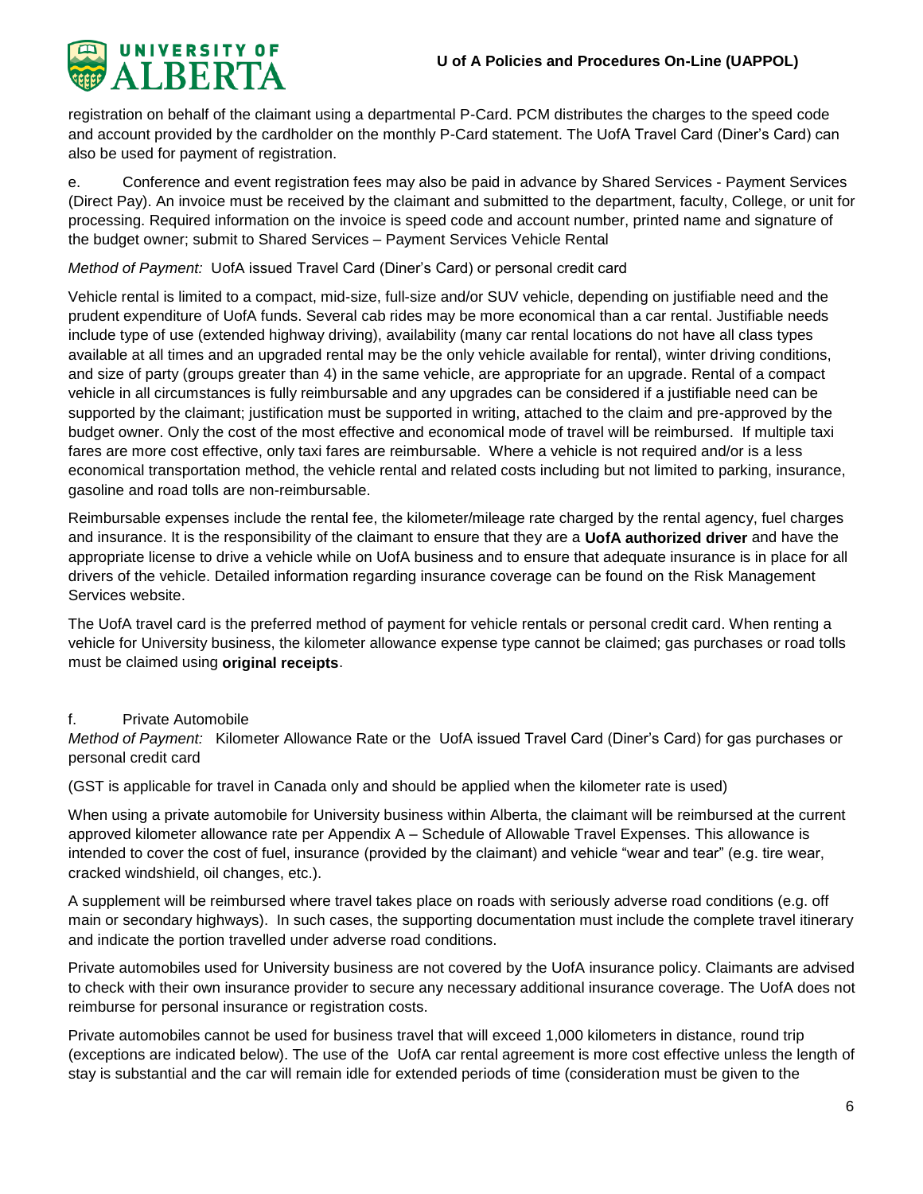registration on behalf of the claimant using a departmental P-Card. PCM distributes the charges to the speed code and account provided by the cardholder on the monthly P-Card statement. The UofA Travel Card (Diner's Card) can also be used for payment of registration.

e. Conference and event registration fees may also be paid in advance by Shared Services - Payment Services (Direct Pay). An invoice must be received by the claimant and submitted to the department, faculty, College, or unit for processing. Required information on the invoice is speed code and account number, printed name and signature of the budget owner; submit to Shared Services – Payment Services Vehicle Rental

*Method of Payment:* UofA issued Travel Card (Diner's Card) or personal credit card

Vehicle rental is limited to a compact, mid-size, full-size and/or SUV vehicle, depending on justifiable need and the prudent expenditure of UofA funds. Several cab rides may be more economical than a car rental. Justifiable needs include type of use (extended highway driving), availability (many car rental locations do not have all class types available at all times and an upgraded rental may be the only vehicle available for rental), winter driving conditions, and size of party (groups greater than 4) in the same vehicle, are appropriate for an upgrade. Rental of a compact vehicle in all circumstances is fully reimbursable and any upgrades can be considered if a justifiable need can be supported by the claimant; justification must be supported in writing, attached to the claim and pre-approved by the budget owner. Only the cost of the most effective and economical mode of travel will be reimbursed. If multiple taxi fares are more cost effective, only taxi fares are reimbursable. Where a vehicle is not required and/or is a less economical transportation method, the vehicle rental and related costs including but not limited to parking, insurance, gasoline and road tolls are non-reimbursable.

Reimbursable expenses include the rental fee, the kilometer/mileage rate charged by the rental agency, fuel charges and insurance. It is the responsibility of the claimant to ensure that they are a **UofA authorized driver** and have the appropriate license to drive a vehicle while on UofA business and to ensure that adequate insurance is in place for all drivers of the vehicle. Detailed information regarding insurance coverage can be found on the Risk Management Services website.

The UofA travel card is the preferred method of payment for vehicle rentals or personal credit card. When renting a vehicle for University business, the kilometer allowance expense type cannot be claimed; gas purchases or road tolls must be claimed using **original receipts**.

f. Private Automobile

*Method of Payment:* Kilometer Allowance Rate or the UofA issued Travel Card (Diner's Card) for gas purchases or personal credit card

(GST is applicable for travel in Canada only and should be applied when the kilometer rate is used)

When using a private automobile for University business within Alberta, the claimant will be reimbursed at the current approved kilometer allowance rate per Appendix A – Schedule of Allowable Travel Expenses. This allowance is intended to cover the cost of fuel, insurance (provided by the claimant) and vehicle "wear and tear" (e.g. tire wear, cracked windshield, oil changes, etc.).

A supplement will be reimbursed where travel takes place on roads with seriously adverse road conditions (e.g. off main or secondary highways). In such cases, the supporting documentation must include the complete travel itinerary and indicate the portion travelled under adverse road conditions.

Private automobiles used for University business are not covered by the UofA insurance policy. Claimants are advised to check with their own insurance provider to secure any necessary additional insurance coverage. The UofA does not reimburse for personal insurance or registration costs.

Private automobiles cannot be used for business travel that will exceed 1,000 kilometers in distance, round trip (exceptions are indicated below). The use of the UofA car rental agreement is more cost effective unless the length of stay is substantial and the car will remain idle for extended periods of time (consideration must be given to the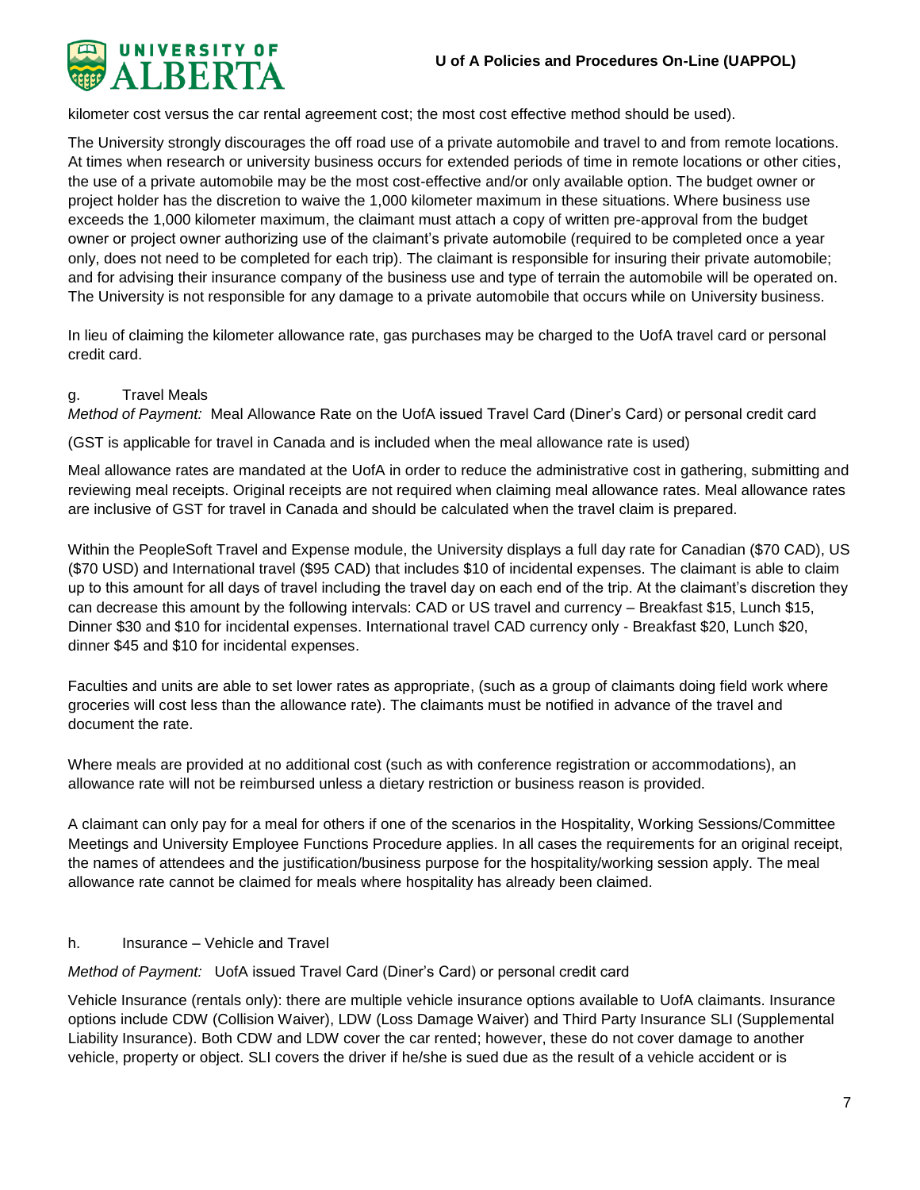kilometer cost versus the car rental agreement cost; the most cost effective method should be used).

The University strongly discourages the off road use of a private automobile and travel to and from remote locations. At times when research or university business occurs for extended periods of time in remote locations or other cities, the use of a private automobile may be the most cost-effective and/or only available option. The budget owner or project holder has the discretion to waive the 1,000 kilometer maximum in these situations. Where business use exceeds the 1,000 kilometer maximum, the claimant must attach a copy of written pre-approval from the budget owner or project owner authorizing use of the claimant's private automobile (required to be completed once a year only, does not need to be completed for each trip). The claimant is responsible for insuring their private automobile; and for advising their insurance company of the business use and type of terrain the automobile will be operated on. The University is not responsible for any damage to a private automobile that occurs while on University business.

In lieu of claiming the kilometer allowance rate, gas purchases may be charged to the UofA travel card or personal credit card.

g. Travel Meals

*Method of Payment:* Meal Allowance Rate on the UofA issued Travel Card (Diner's Card) or personal credit card

(GST is applicable for travel in Canada and is included when the meal allowance rate is used)

Meal allowance rates are mandated at the UofA in order to reduce the administrative cost in gathering, submitting and reviewing meal receipts. Original receipts are not required when claiming meal allowance rates. Meal allowance rates are inclusive of GST for travel in Canada and should be calculated when the travel claim is prepared.

Within the PeopleSoft Travel and Expense module, the University displays a full day rate for Canadian ($70 CAD), US ($70 USD) and International travel ($95 CAD) that includes $10 of incidental expenses. The claimant is able to claim up to this amount for all days of travel including the travel day on each end of the trip. At the claimant's discretion they can decrease this amount by the following intervals: CAD or US travel and currency – Breakfast $15, Lunch $15, Dinner $30 and $10 for incidental expenses. International travel CAD currency only - Breakfast $20, Lunch $20, dinner $45 and $10 for incidental expenses.

Faculties and units are able to set lower rates as appropriate, (such as a group of claimants doing field work where groceries will cost less than the allowance rate). The claimants must be notified in advance of the travel and document the rate.

Where meals are provided at no additional cost (such as with conference registration or accommodations), an allowance rate will not be reimbursed unless a dietary restriction or business reason is provided.

A claimant can only pay for a meal for others if one of the scenarios in the Hospitality, Working Sessions/Committee Meetings and University Employee Functions Procedure applies. In all cases the requirements for an original receipt, the names of attendees and the justification/business purpose for the hospitality/working session apply. The meal allowance rate cannot be claimed for meals where hospitality has already been claimed.

h. Insurance – Vehicle and Travel

*Method of Payment:* UofA issued Travel Card (Diner's Card) or personal credit card

Vehicle Insurance (rentals only): there are multiple vehicle insurance options available to UofA claimants. Insurance options include CDW (Collision Waiver), LDW (Loss Damage Waiver) and Third Party Insurance SLI (Supplemental Liability Insurance). Both CDW and LDW cover the car rented; however, these do not cover damage to another vehicle, property or object. SLI covers the driver if he/she is sued due as the result of a vehicle accident or is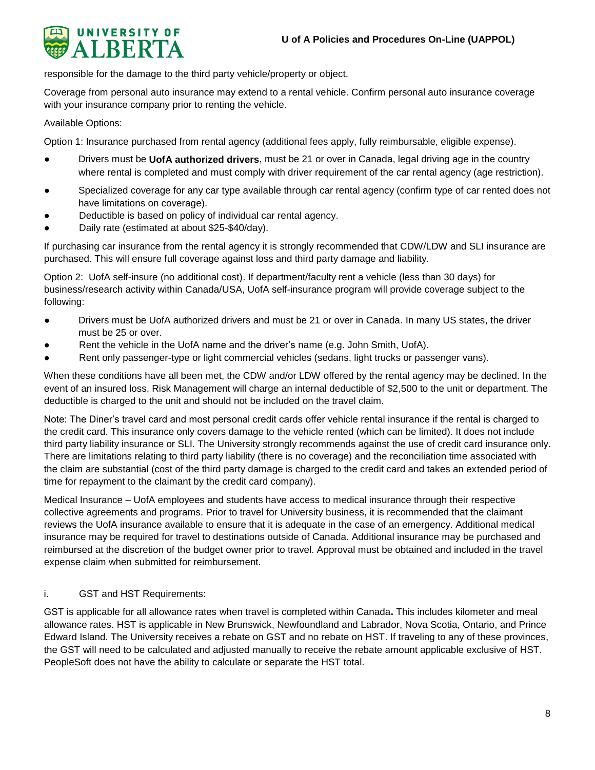responsible for the damage to the third party vehicle/property or object.

Coverage from personal auto insurance may extend to a rental vehicle. Confirm personal auto insurance coverage with your insurance company prior to renting the vehicle.

Available Options:

Option 1: Insurance purchased from rental agency (additional fees apply, fully reimbursable, eligible expense).

- Drivers must be **UofA authorized drivers**, must be 21 or over in Canada, legal driving age in the country where rental is completed and must comply with driver requirement of the car rental agency (age restriction).
- Specialized coverage for any car type available through car rental agency (confirm type of car rented does not have limitations on coverage).
- Deductible is based on policy of individual car rental agency.
- Daily rate (estimated at about $25-$40/day).

If purchasing car insurance from the rental agency it is strongly recommended that CDW/LDW and SLI insurance are purchased. This will ensure full coverage against loss and third party damage and liability.

Option 2: UofA self-insure (no additional cost). If department/faculty rent a vehicle (less than 30 days) for business/research activity within Canada/USA, UofA self-insurance program will provide coverage subject to the following:

- Drivers must be UofA authorized drivers and must be 21 or over in Canada. In many US states, the driver must be 25 or over.
- Rent the vehicle in the UofA name and the driver's name (e.g. John Smith, UofA).
- Rent only passenger-type or light commercial vehicles (sedans, light trucks or passenger vans).

When these conditions have all been met, the CDW and/or LDW offered by the rental agency may be declined. In the event of an insured loss, Risk Management will charge an internal deductible of $2,500 to the unit or department. The deductible is charged to the unit and should not be included on the travel claim.

Note: The Diner's travel card and most personal credit cards offer vehicle rental insurance if the rental is charged to the credit card. This insurance only covers damage to the vehicle rented (which can be limited). It does not include third party liability insurance or SLI. The University strongly recommends against the use of credit card insurance only. There are limitations relating to third party liability (there is no coverage) and the reconciliation time associated with the claim are substantial (cost of the third party damage is charged to the credit card and takes an extended period of time for repayment to the claimant by the credit card company).

Medical Insurance – UofA employees and students have access to medical insurance through their respective collective agreements and programs. Prior to travel for University business, it is recommended that the claimant reviews the UofA insurance available to ensure that it is adequate in the case of an emergency. Additional medical insurance may be required for travel to destinations outside of Canada. Additional insurance may be purchased and reimbursed at the discretion of the budget owner prior to travel. Approval must be obtained and included in the travel expense claim when submitted for reimbursement.

i. GST and HST Requirements:

GST is applicable for all allowance rates when travel is completed within Canada**.** This includes kilometer and meal allowance rates. HST is applicable in New Brunswick, Newfoundland and Labrador, Nova Scotia, Ontario, and Prince Edward Island. The University receives a rebate on GST and no rebate on HST. If traveling to any of these provinces, the GST will need to be calculated and adjusted manually to receive the rebate amount applicable exclusive of HST. PeopleSoft does not have the ability to calculate or separate the HST total.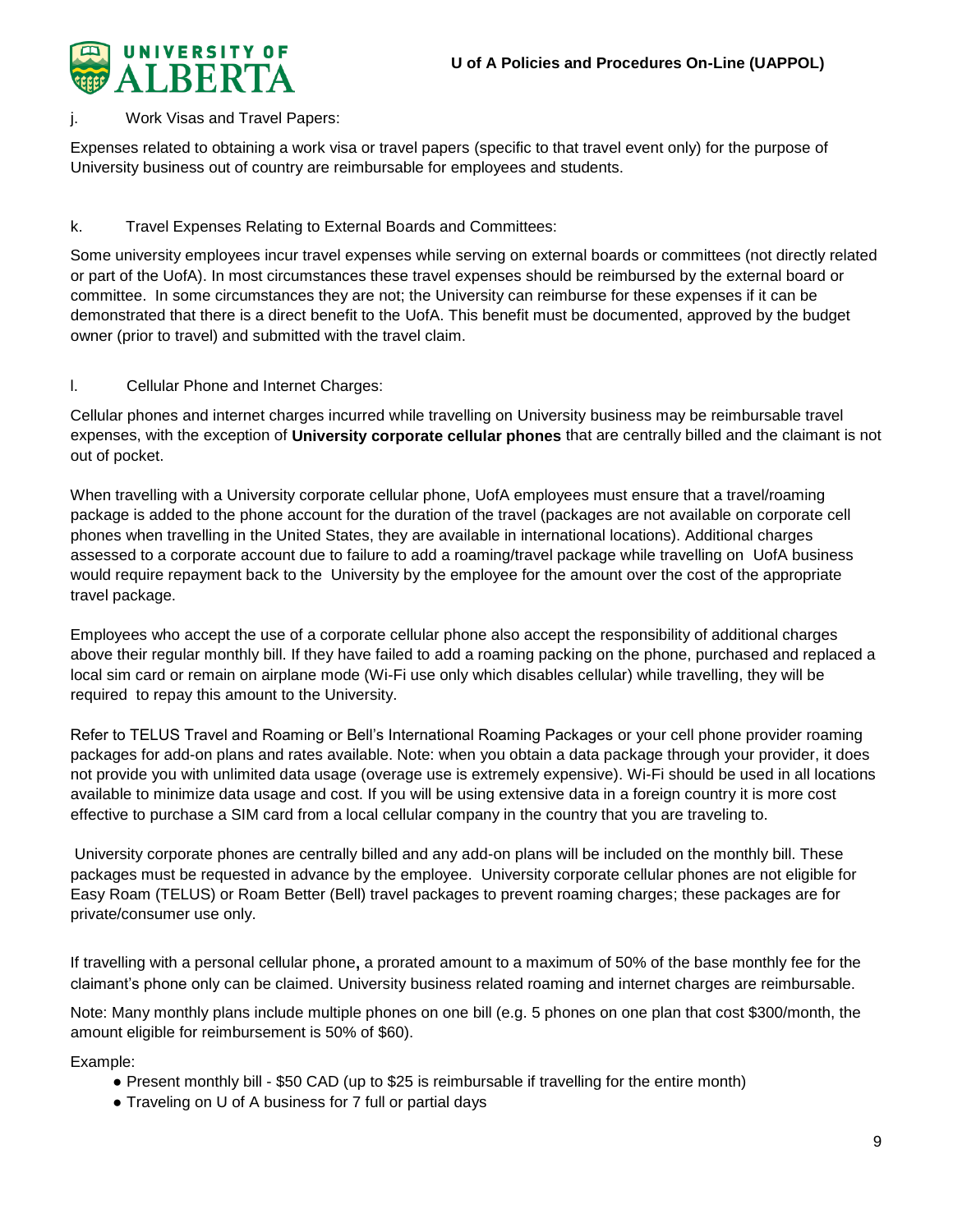j. Work Visas and Travel Papers:

Expenses related to obtaining a work visa or travel papers (specific to that travel event only) for the purpose of University business out of country are reimbursable for employees and students.

k. Travel Expenses Relating to External Boards and Committees:

Some university employees incur travel expenses while serving on external boards or committees (not directly related or part of the UofA). In most circumstances these travel expenses should be reimbursed by the external board or committee. In some circumstances they are not; the University can reimburse for these expenses if it can be demonstrated that there is a direct benefit to the UofA. This benefit must be documented, approved by the budget owner (prior to travel) and submitted with the travel claim.

l. Cellular Phone and Internet Charges:

Cellular phones and internet charges incurred while travelling on University business may be reimbursable travel expenses, with the exception of **University corporate cellular phones** that are centrally billed and the claimant is not out of pocket.

When travelling with a University corporate cellular phone, UofA employees must ensure that a travel/roaming package is added to the phone account for the duration of the travel (packages are not available on corporate cell phones when travelling in the United States, they are available in international locations). Additional charges assessed to a corporate account due to failure to add a roaming/travel package while travelling on UofA business would require repayment back to the University by the employee for the amount over the cost of the appropriate travel package.

Employees who accept the use of a corporate cellular phone also accept the responsibility of additional charges above their regular monthly bill. If they have failed to add a roaming packing on the phone, purchased and replaced a local sim card or remain on airplane mode (Wi-Fi use only which disables cellular) while travelling, they will be required to repay this amount to the University.

Refer to TELUS Travel and Roaming or Bell's International Roaming Packages or your cell phone provider roaming packages for add-on plans and rates available. Note: when you obtain a data package through your provider, it does not provide you with unlimited data usage (overage use is extremely expensive). Wi-Fi should be used in all locations available to minimize data usage and cost. If you will be using extensive data in a foreign country it is more cost effective to purchase a SIM card from a local cellular company in the country that you are traveling to.

University corporate phones are centrally billed and any add-on plans will be included on the monthly bill. These packages must be requested in advance by the employee. University corporate cellular phones are not eligible for Easy Roam (TELUS) or Roam Better (Bell) travel packages to prevent roaming charges; these packages are for private/consumer use only.

If travelling with a personal cellular phone**,** a prorated amount to a maximum of 50% of the base monthly fee for the claimant's phone only can be claimed. University business related roaming and internet charges are reimbursable.

Note: Many monthly plans include multiple phones on one bill (e.g. 5 phones on one plan that cost $300/month, the amount eligible for reimbursement is 50% of $60).

Example:

- Present monthly bill - $50 CAD (up to $25 is reimbursable if travelling for the entire month)
- Traveling on U of A business for 7 full or partial days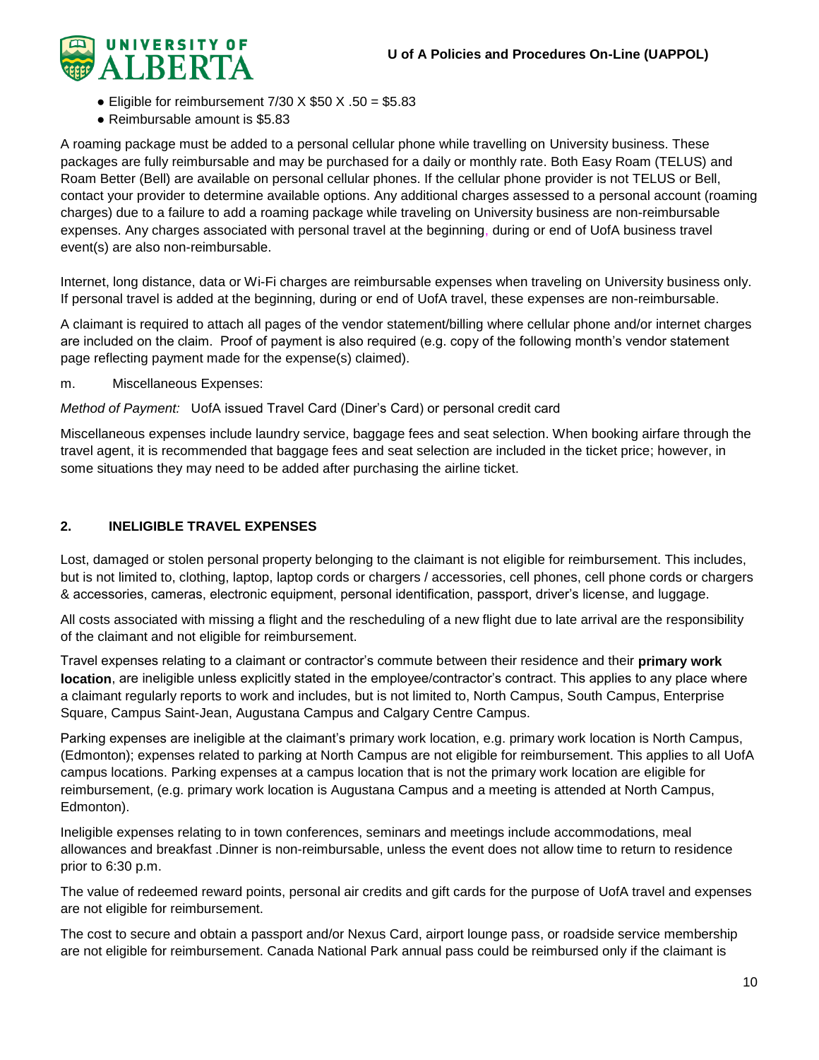- Eligible for reimbursement 7/30 X $50 X .50 = $5.83
- Reimbursable amount is $5.83

A roaming package must be added to a personal cellular phone while travelling on University business. These packages are fully reimbursable and may be purchased for a daily or monthly rate. Both Easy Roam (TELUS) and Roam Better (Bell) are available on personal cellular phones. If the cellular phone provider is not TELUS or Bell, contact your provider to determine available options. Any additional charges assessed to a personal account (roaming charges) due to a failure to add a roaming package while traveling on University business are non-reimbursable expenses. Any charges associated with personal travel at the beginning, during or end of UofA business travel event(s) are also non-reimbursable.

Internet, long distance, data or Wi-Fi charges are reimbursable expenses when traveling on University business only. If personal travel is added at the beginning, during or end of UofA travel, these expenses are non-reimbursable.

A claimant is required to attach all pages of the vendor statement/billing where cellular phone and/or internet charges are included on the claim. Proof of payment is also required (e.g. copy of the following month's vendor statement page reflecting payment made for the expense(s) claimed).

m. Miscellaneous Expenses:

*Method of Payment:* UofA issued Travel Card (Diner's Card) or personal credit card

Miscellaneous expenses include laundry service, baggage fees and seat selection. When booking airfare through the travel agent, it is recommended that baggage fees and seat selection are included in the ticket price; however, in some situations they may need to be added after purchasing the airline ticket.

## 2. INELIGIBLE TRAVEL EXPENSES

Lost, damaged or stolen personal property belonging to the claimant is not eligible for reimbursement. This includes, but is not limited to, clothing, laptop, laptop cords or chargers / accessories, cell phones, cell phone cords or chargers & accessories, cameras, electronic equipment, personal identification, passport, driver's license, and luggage.

All costs associated with missing a flight and the rescheduling of a new flight due to late arrival are the responsibility of the claimant and not eligible for reimbursement.

Travel expenses relating to a claimant or contractor's commute between their residence and their **primary work location**, are ineligible unless explicitly stated in the employee/contractor's contract. This applies to any place where a claimant regularly reports to work and includes, but is not limited to, North Campus, South Campus, Enterprise Square, Campus Saint-Jean, Augustana Campus and Calgary Centre Campus.

Parking expenses are ineligible at the claimant's primary work location, e.g. primary work location is North Campus, (Edmonton); expenses related to parking at North Campus are not eligible for reimbursement. This applies to all UofA campus locations. Parking expenses at a campus location that is not the primary work location are eligible for reimbursement, (e.g. primary work location is Augustana Campus and a meeting is attended at North Campus, Edmonton).

Ineligible expenses relating to in town conferences, seminars and meetings include accommodations, meal allowances and breakfast .Dinner is non-reimbursable, unless the event does not allow time to return to residence prior to 6:30 p.m.

The value of redeemed reward points, personal air credits and gift cards for the purpose of UofA travel and expenses are not eligible for reimbursement.

The cost to secure and obtain a passport and/or Nexus Card, airport lounge pass, or roadside service membership are not eligible for reimbursement. Canada National Park annual pass could be reimbursed only if the claimant is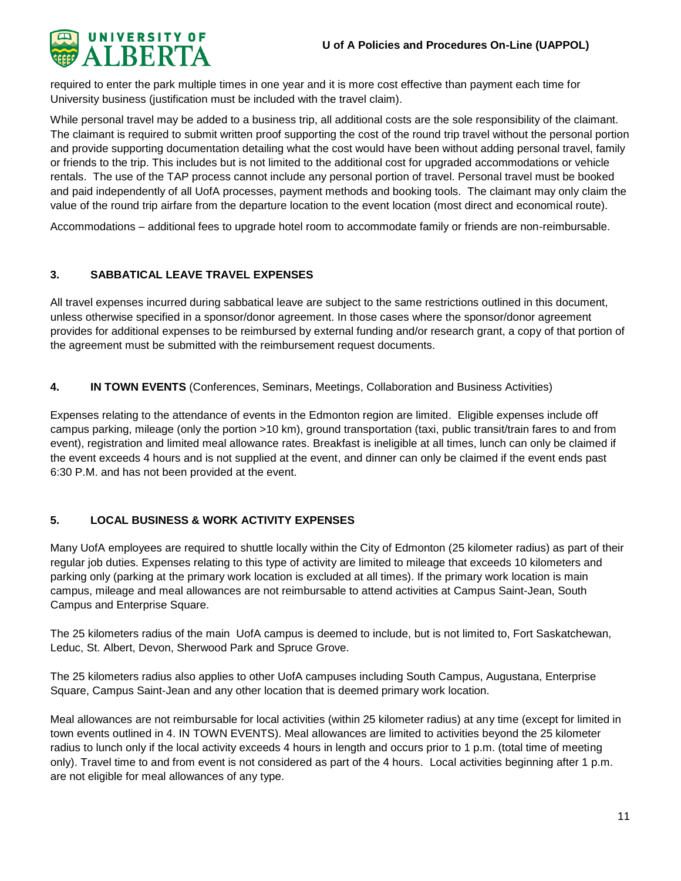required to enter the park multiple times in one year and it is more cost effective than payment each time for University business (justification must be included with the travel claim).

While personal travel may be added to a business trip, all additional costs are the sole responsibility of the claimant. The claimant is required to submit written proof supporting the cost of the round trip travel without the personal portion and provide supporting documentation detailing what the cost would have been without adding personal travel, family or friends to the trip. This includes but is not limited to the additional cost for upgraded accommodations or vehicle rentals. The use of the TAP process cannot include any personal portion of travel. Personal travel must be booked and paid independently of all UofA processes, payment methods and booking tools. The claimant may only claim the value of the round trip airfare from the departure location to the event location (most direct and economical route).

Accommodations – additional fees to upgrade hotel room to accommodate family or friends are non-reimbursable.

## 3. SABBATICAL LEAVE TRAVEL EXPENSES

All travel expenses incurred during sabbatical leave are subject to the same restrictions outlined in this document, unless otherwise specified in a sponsor/donor agreement. In those cases where the sponsor/donor agreement provides for additional expenses to be reimbursed by external funding and/or research grant, a copy of that portion of the agreement must be submitted with the reimbursement request documents.

## 4. IN TOWN EVENTS (Conferences, Seminars, Meetings, Collaboration and Business Activities)

Expenses relating to the attendance of events in the Edmonton region are limited. Eligible expenses include off campus parking, mileage (only the portion >10 km), ground transportation (taxi, public transit/train fares to and from event), registration and limited meal allowance rates. Breakfast is ineligible at all times, lunch can only be claimed if the event exceeds 4 hours and is not supplied at the event, and dinner can only be claimed if the event ends past 6:30 P.M. and has not been provided at the event.

## 5. LOCAL BUSINESS & WORK ACTIVITY EXPENSES

Many UofA employees are required to shuttle locally within the City of Edmonton (25 kilometer radius) as part of their regular job duties. Expenses relating to this type of activity are limited to mileage that exceeds 10 kilometers and parking only (parking at the primary work location is excluded at all times). If the primary work location is main campus, mileage and meal allowances are not reimbursable to attend activities at Campus Saint-Jean, South Campus and Enterprise Square.

The 25 kilometers radius of the main UofA campus is deemed to include, but is not limited to, Fort Saskatchewan, Leduc, St. Albert, Devon, Sherwood Park and Spruce Grove.

The 25 kilometers radius also applies to other UofA campuses including South Campus, Augustana, Enterprise Square, Campus Saint-Jean and any other location that is deemed primary work location.

Meal allowances are not reimbursable for local activities (within 25 kilometer radius) at any time (except for limited in town events outlined in 4. IN TOWN EVENTS). Meal allowances are limited to activities beyond the 25 kilometer radius to lunch only if the local activity exceeds 4 hours in length and occurs prior to 1 p.m. (total time of meeting only). Travel time to and from event is not considered as part of the 4 hours. Local activities beginning after 1 p.m. are not eligible for meal allowances of any type.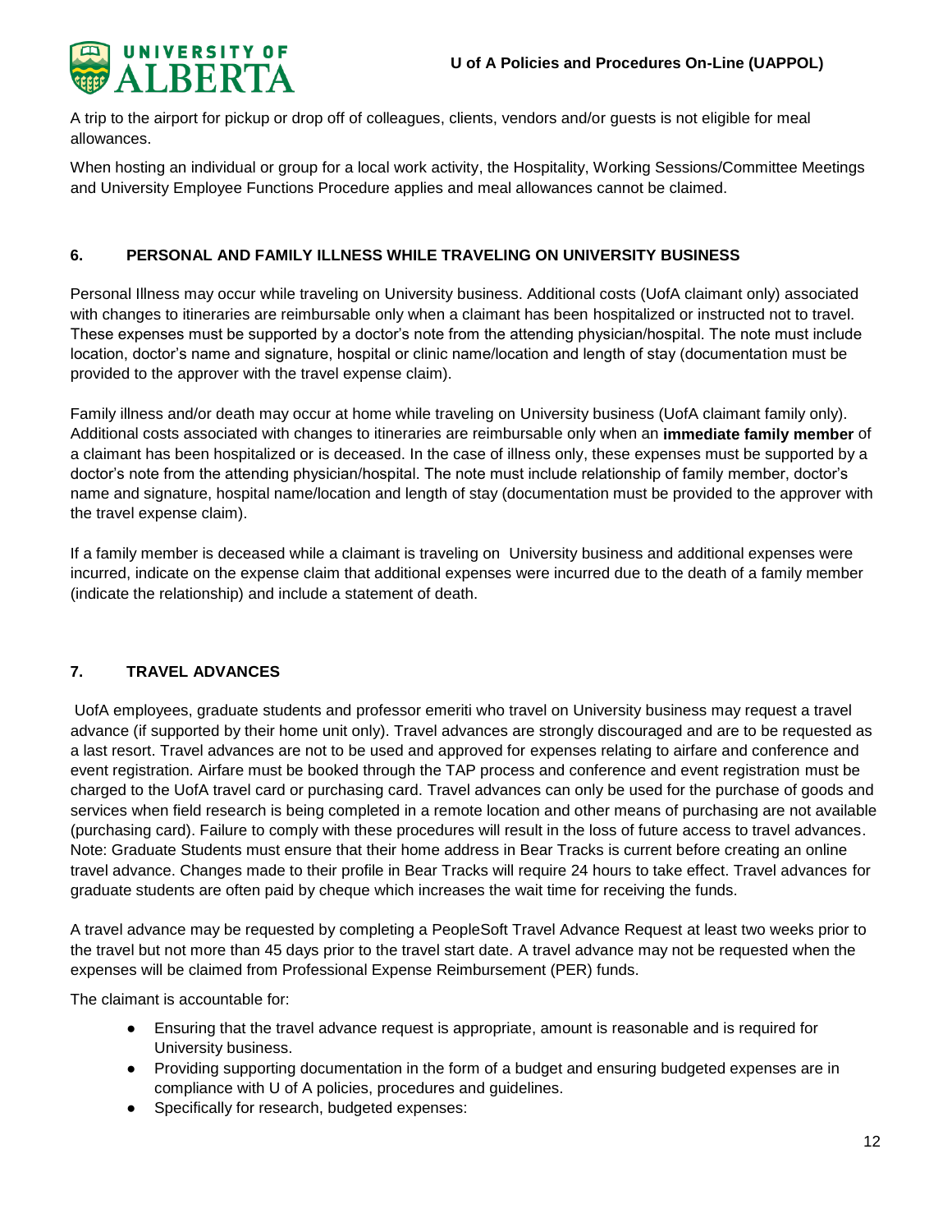A trip to the airport for pickup or drop off of colleagues, clients, vendors and/or guests is not eligible for meal allowances.

When hosting an individual or group for a local work activity, the Hospitality, Working Sessions/Committee Meetings and University Employee Functions Procedure applies and meal allowances cannot be claimed.

## 6. PERSONAL AND FAMILY ILLNESS WHILE TRAVELING ON UNIVERSITY BUSINESS

Personal Illness may occur while traveling on University business. Additional costs (UofA claimant only) associated with changes to itineraries are reimbursable only when a claimant has been hospitalized or instructed not to travel. These expenses must be supported by a doctor's note from the attending physician/hospital. The note must include location, doctor's name and signature, hospital or clinic name/location and length of stay (documentation must be provided to the approver with the travel expense claim).

Family illness and/or death may occur at home while traveling on University business (UofA claimant family only). Additional costs associated with changes to itineraries are reimbursable only when an **immediate family member** of a claimant has been hospitalized or is deceased. In the case of illness only, these expenses must be supported by a doctor's note from the attending physician/hospital. The note must include relationship of family member, doctor's name and signature, hospital name/location and length of stay (documentation must be provided to the approver with the travel expense claim).

If a family member is deceased while a claimant is traveling on University business and additional expenses were incurred, indicate on the expense claim that additional expenses were incurred due to the death of a family member (indicate the relationship) and include a statement of death.

## 7. TRAVEL ADVANCES

UofA employees, graduate students and professor emeriti who travel on University business may request a travel advance (if supported by their home unit only). Travel advances are strongly discouraged and are to be requested as a last resort. Travel advances are not to be used and approved for expenses relating to airfare and conference and event registration. Airfare must be booked through the TAP process and conference and event registration must be charged to the UofA travel card or purchasing card. Travel advances can only be used for the purchase of goods and services when field research is being completed in a remote location and other means of purchasing are not available (purchasing card). Failure to comply with these procedures will result in the loss of future access to travel advances. Note: Graduate Students must ensure that their home address in Bear Tracks is current before creating an online travel advance. Changes made to their profile in Bear Tracks will require 24 hours to take effect. Travel advances for graduate students are often paid by cheque which increases the wait time for receiving the funds.

A travel advance may be requested by completing a PeopleSoft Travel Advance Request at least two weeks prior to the travel but not more than 45 days prior to the travel start date. A travel advance may not be requested when the expenses will be claimed from Professional Expense Reimbursement (PER) funds.

The claimant is accountable for:

- Ensuring that the travel advance request is appropriate, amount is reasonable and is required for University business.
- Providing supporting documentation in the form of a budget and ensuring budgeted expenses are in compliance with U of A policies, procedures and guidelines.
- Specifically for research, budgeted expenses: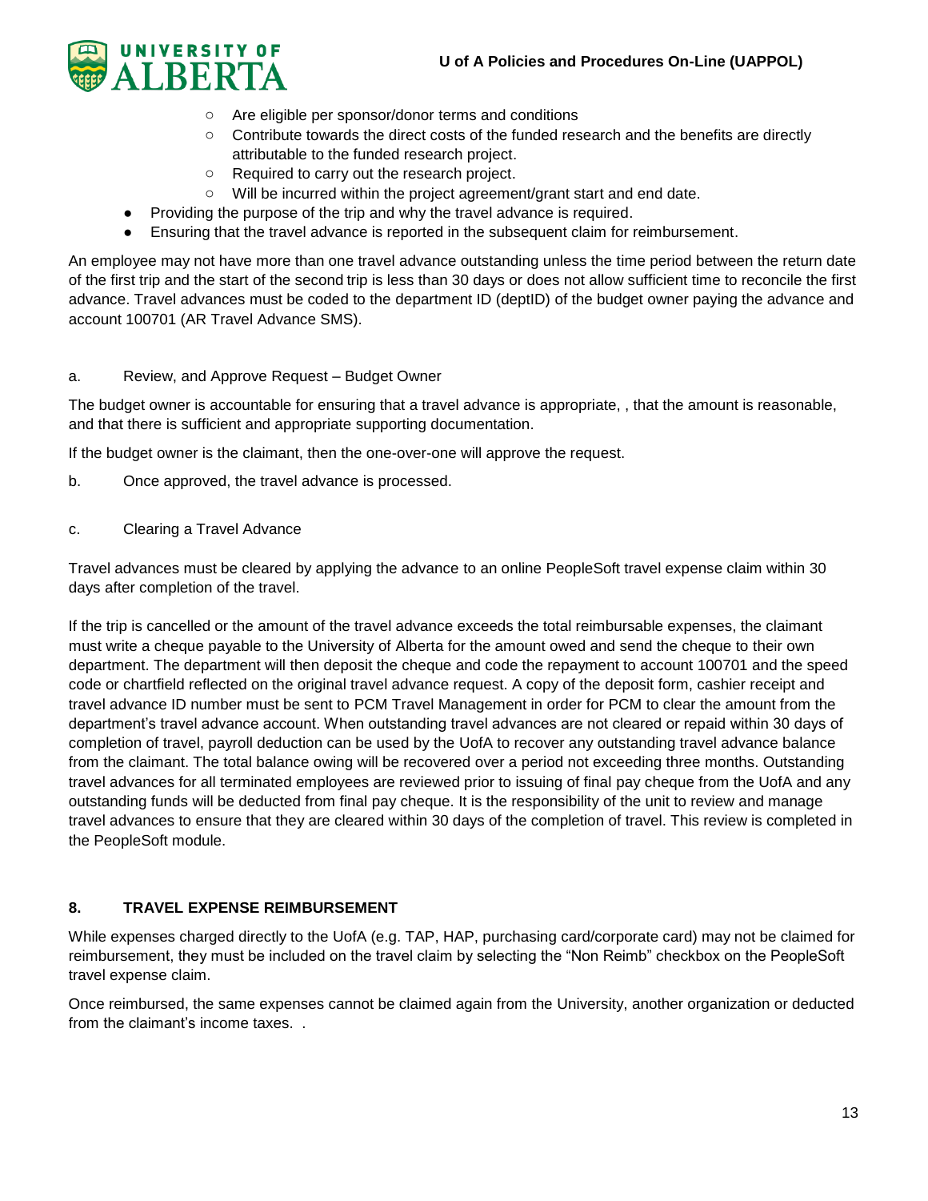- Are eligible per sponsor/donor terms and conditions
  - Contribute towards the direct costs of the funded research and the benefits are directly attributable to the funded research project.
  - Required to carry out the research project.
  - Will be incurred within the project agreement/grant start and end date.
- Providing the purpose of the trip and why the travel advance is required.
- Ensuring that the travel advance is reported in the subsequent claim for reimbursement.

An employee may not have more than one travel advance outstanding unless the time period between the return date of the first trip and the start of the second trip is less than 30 days or does not allow sufficient time to reconcile the first advance. Travel advances must be coded to the department ID (deptID) of the budget owner paying the advance and account 100701 (AR Travel Advance SMS).

a. Review, and Approve Request – Budget Owner

The budget owner is accountable for ensuring that a travel advance is appropriate, , that the amount is reasonable, and that there is sufficient and appropriate supporting documentation.

If the budget owner is the claimant, then the one-over-one will approve the request.

b. Once approved, the travel advance is processed.

c. Clearing a Travel Advance

Travel advances must be cleared by applying the advance to an online PeopleSoft travel expense claim within 30 days after completion of the travel.

If the trip is cancelled or the amount of the travel advance exceeds the total reimbursable expenses, the claimant must write a cheque payable to the University of Alberta for the amount owed and send the cheque to their own department. The department will then deposit the cheque and code the repayment to account 100701 and the speed code or chartfield reflected on the original travel advance request. A copy of the deposit form, cashier receipt and travel advance ID number must be sent to PCM Travel Management in order for PCM to clear the amount from the department's travel advance account. When outstanding travel advances are not cleared or repaid within 30 days of completion of travel, payroll deduction can be used by the UofA to recover any outstanding travel advance balance from the claimant. The total balance owing will be recovered over a period not exceeding three months. Outstanding travel advances for all terminated employees are reviewed prior to issuing of final pay cheque from the UofA and any outstanding funds will be deducted from final pay cheque. It is the responsibility of the unit to review and manage travel advances to ensure that they are cleared within 30 days of the completion of travel. This review is completed in the PeopleSoft module.

## 8. TRAVEL EXPENSE REIMBURSEMENT

While expenses charged directly to the UofA (e.g. TAP, HAP, purchasing card/corporate card) may not be claimed for reimbursement, they must be included on the travel claim by selecting the "Non Reimb" checkbox on the PeopleSoft travel expense claim.

Once reimbursed, the same expenses cannot be claimed again from the University, another organization or deducted from the claimant's income taxes. .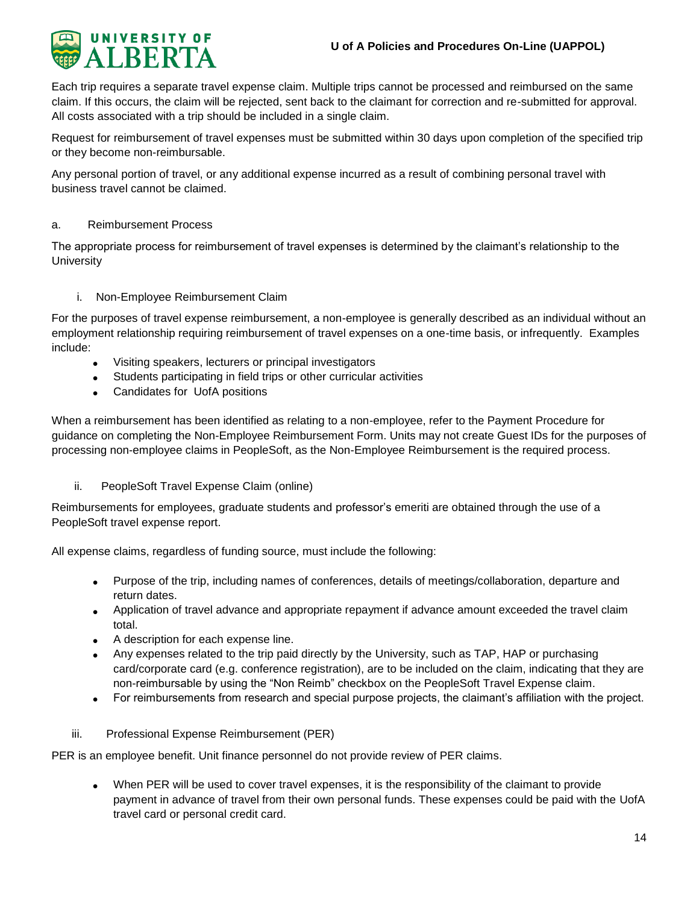Each trip requires a separate travel expense claim. Multiple trips cannot be processed and reimbursed on the same claim. If this occurs, the claim will be rejected, sent back to the claimant for correction and re-submitted for approval. All costs associated with a trip should be included in a single claim.

Request for reimbursement of travel expenses must be submitted within 30 days upon completion of the specified trip or they become non-reimbursable.

Any personal portion of travel, or any additional expense incurred as a result of combining personal travel with business travel cannot be claimed.

### a. Reimbursement Process

The appropriate process for reimbursement of travel expenses is determined by the claimant's relationship to the University

#### i. Non-Employee Reimbursement Claim

For the purposes of travel expense reimbursement, a non-employee is generally described as an individual without an employment relationship requiring reimbursement of travel expenses on a one-time basis, or infrequently. Examples include:

- Visiting speakers, lecturers or principal investigators
- Students participating in field trips or other curricular activities
- Candidates for UofA positions

When a reimbursement has been identified as relating to a non-employee, refer to the Payment Procedure for guidance on completing the Non-Employee Reimbursement Form. Units may not create Guest IDs for the purposes of processing non-employee claims in PeopleSoft, as the Non-Employee Reimbursement is the required process.

#### ii. PeopleSoft Travel Expense Claim (online)

Reimbursements for employees, graduate students and professor's emeriti are obtained through the use of a PeopleSoft travel expense report.

All expense claims, regardless of funding source, must include the following:

- Purpose of the trip, including names of conferences, details of meetings/collaboration, departure and return dates.
- Application of travel advance and appropriate repayment if advance amount exceeded the travel claim total.
- A description for each expense line.
- Any expenses related to the trip paid directly by the University, such as TAP, HAP or purchasing card/corporate card (e.g. conference registration), are to be included on the claim, indicating that they are non-reimbursable by using the "Non Reimb" checkbox on the PeopleSoft Travel Expense claim.
- For reimbursements from research and special purpose projects, the claimant's affiliation with the project.

#### iii. Professional Expense Reimbursement (PER)

PER is an employee benefit. Unit finance personnel do not provide review of PER claims.

- When PER will be used to cover travel expenses, it is the responsibility of the claimant to provide payment in advance of travel from their own personal funds. These expenses could be paid with the UofA travel card or personal credit card.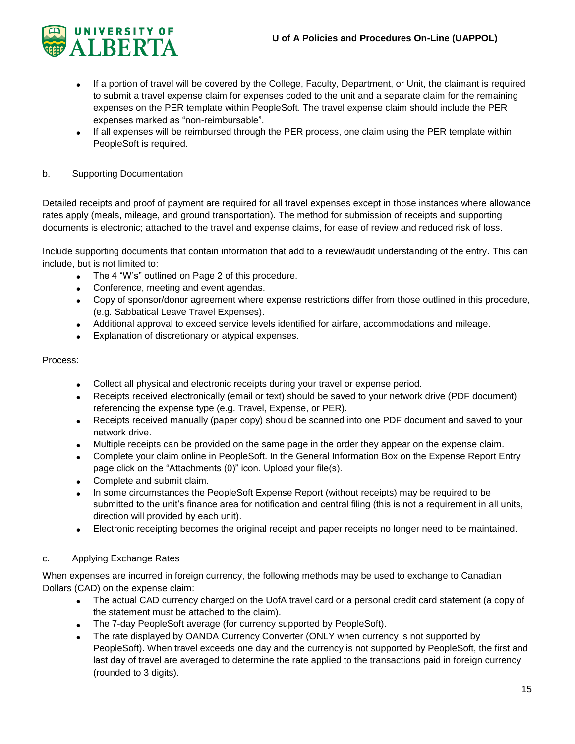- If a portion of travel will be covered by the College, Faculty, Department, or Unit, the claimant is required to submit a travel expense claim for expenses coded to the unit and a separate claim for the remaining expenses on the PER template within PeopleSoft. The travel expense claim should include the PER expenses marked as "non-reimbursable".
- If all expenses will be reimbursed through the PER process, one claim using the PER template within PeopleSoft is required.

b. Supporting Documentation

Detailed receipts and proof of payment are required for all travel expenses except in those instances where allowance rates apply (meals, mileage, and ground transportation). The method for submission of receipts and supporting documents is electronic; attached to the travel and expense claims, for ease of review and reduced risk of loss.

Include supporting documents that contain information that add to a review/audit understanding of the entry. This can include, but is not limited to:

- The 4 "W's" outlined on Page 2 of this procedure.
- Conference, meeting and event agendas.
- Copy of sponsor/donor agreement where expense restrictions differ from those outlined in this procedure, (e.g. Sabbatical Leave Travel Expenses).
- Additional approval to exceed service levels identified for airfare, accommodations and mileage.
- Explanation of discretionary or atypical expenses.

Process:

- Collect all physical and electronic receipts during your travel or expense period.
- Receipts received electronically (email or text) should be saved to your network drive (PDF document) referencing the expense type (e.g. Travel, Expense, or PER).
- Receipts received manually (paper copy) should be scanned into one PDF document and saved to your network drive.
- Multiple receipts can be provided on the same page in the order they appear on the expense claim.
- Complete your claim online in PeopleSoft. In the General Information Box on the Expense Report Entry page click on the "Attachments (0)" icon. Upload your file(s).
- Complete and submit claim.
- In some circumstances the PeopleSoft Expense Report (without receipts) may be required to be submitted to the unit's finance area for notification and central filing (this is not a requirement in all units, direction will provided by each unit).
- Electronic receipting becomes the original receipt and paper receipts no longer need to be maintained.

c. Applying Exchange Rates

When expenses are incurred in foreign currency, the following methods may be used to exchange to Canadian Dollars (CAD) on the expense claim:

- The actual CAD currency charged on the UofA travel card or a personal credit card statement (a copy of the statement must be attached to the claim).
- The 7-day PeopleSoft average (for currency supported by PeopleSoft).
- The rate displayed by OANDA Currency Converter (ONLY when currency is not supported by PeopleSoft). When travel exceeds one day and the currency is not supported by PeopleSoft, the first and last day of travel are averaged to determine the rate applied to the transactions paid in foreign currency (rounded to 3 digits).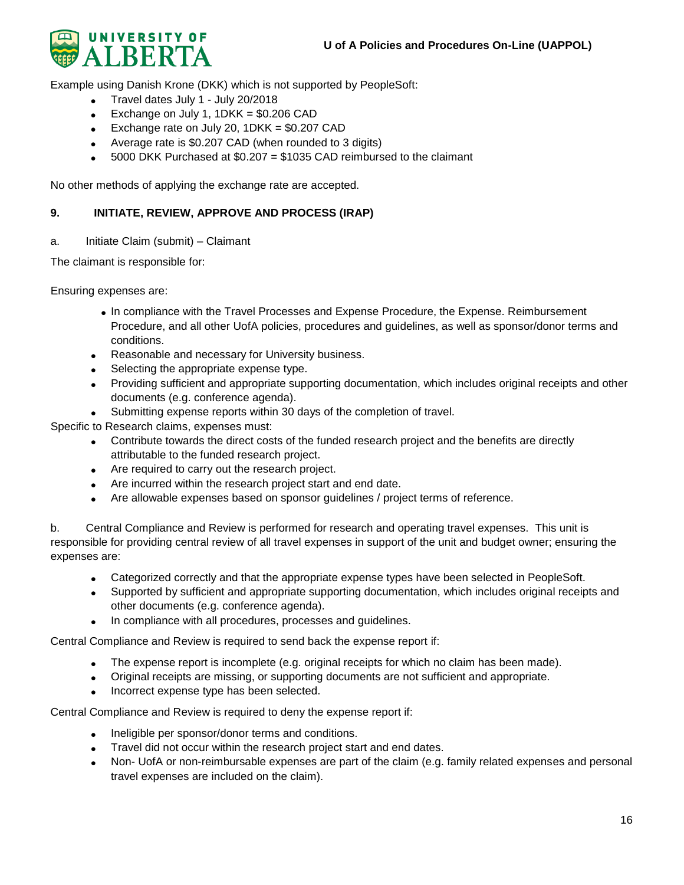Example using Danish Krone (DKK) which is not supported by PeopleSoft:

- Travel dates July 1 - July 20/2018
- Exchange on July 1, 1DKK = $0.206 CAD
- Exchange rate on July 20, 1DKK = $0.207 CAD
- Average rate is $0.207 CAD (when rounded to 3 digits)
- 5000 DKK Purchased at $0.207 = $1035 CAD reimbursed to the claimant

No other methods of applying the exchange rate are accepted.

## 9. INITIATE, REVIEW, APPROVE AND PROCESS (IRAP)

a. Initiate Claim (submit) – Claimant

The claimant is responsible for:

Ensuring expenses are:

- In compliance with the Travel Processes and Expense Procedure, the Expense. Reimbursement Procedure, and all other UofA policies, procedures and guidelines, as well as sponsor/donor terms and conditions.
- Reasonable and necessary for University business.
- Selecting the appropriate expense type.
- Providing sufficient and appropriate supporting documentation, which includes original receipts and other documents (e.g. conference agenda).
- Submitting expense reports within 30 days of the completion of travel.

Specific to Research claims, expenses must:

- Contribute towards the direct costs of the funded research project and the benefits are directly attributable to the funded research project.
- Are required to carry out the research project.
- Are incurred within the research project start and end date.
- Are allowable expenses based on sponsor guidelines / project terms of reference.

b. Central Compliance and Review is performed for research and operating travel expenses. This unit is responsible for providing central review of all travel expenses in support of the unit and budget owner; ensuring the expenses are:

- Categorized correctly and that the appropriate expense types have been selected in PeopleSoft.
- Supported by sufficient and appropriate supporting documentation, which includes original receipts and other documents (e.g. conference agenda).
- In compliance with all procedures, processes and guidelines.

Central Compliance and Review is required to send back the expense report if:

- The expense report is incomplete (e.g. original receipts for which no claim has been made).
- Original receipts are missing, or supporting documents are not sufficient and appropriate.
- Incorrect expense type has been selected.

Central Compliance and Review is required to deny the expense report if:

- Ineligible per sponsor/donor terms and conditions.
- Travel did not occur within the research project start and end dates.
- Non- UofA or non-reimbursable expenses are part of the claim (e.g. family related expenses and personal travel expenses are included on the claim).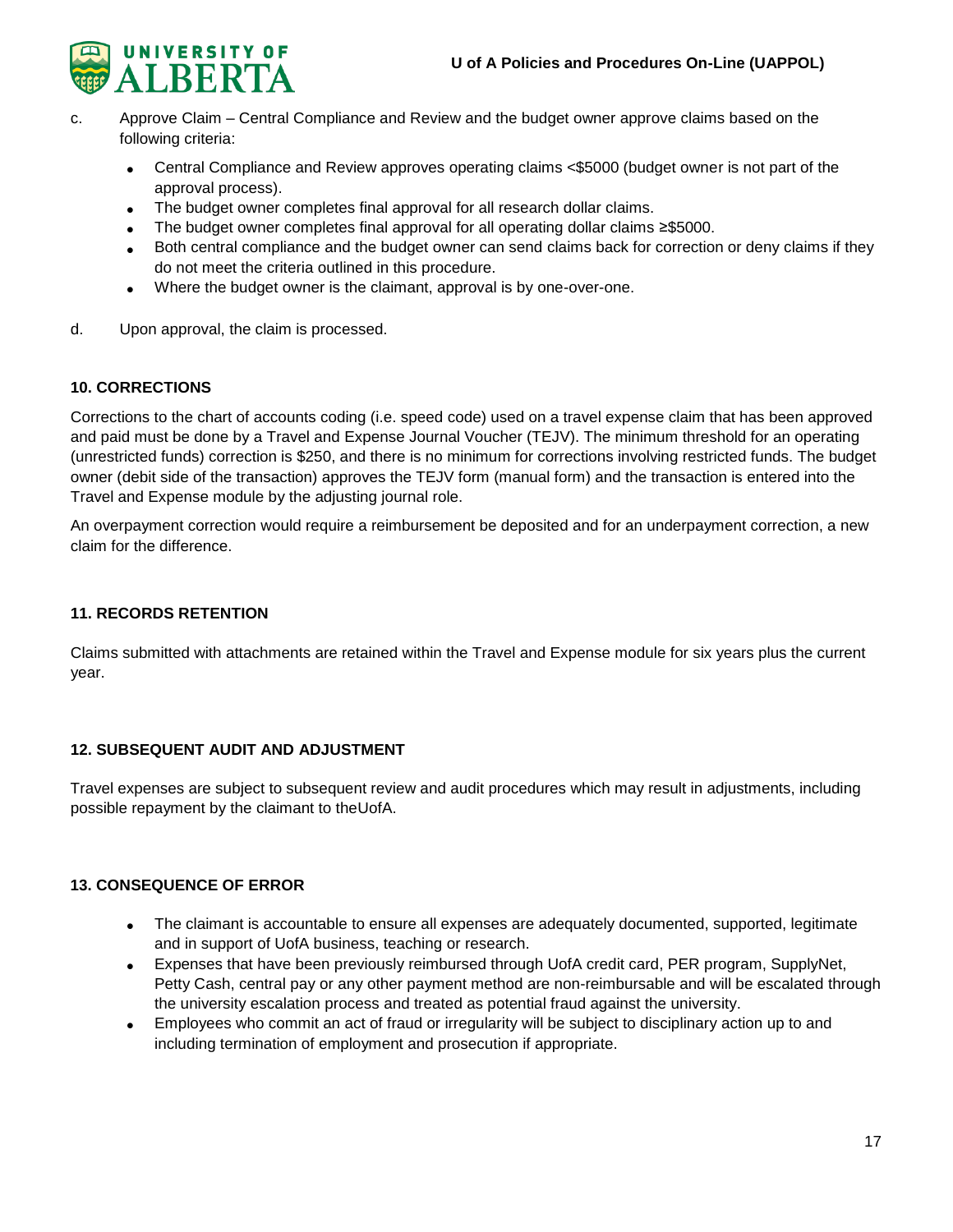c. Approve Claim – Central Compliance and Review and the budget owner approve claims based on the following criteria:

- Central Compliance and Review approves operating claims <$5000 (budget owner is not part of the approval process).
- The budget owner completes final approval for all research dollar claims.
- The budget owner completes final approval for all operating dollar claims ≥$5000.
- Both central compliance and the budget owner can send claims back for correction or deny claims if they do not meet the criteria outlined in this procedure.
- Where the budget owner is the claimant, approval is by one-over-one.

d. Upon approval, the claim is processed.

**10. CORRECTIONS**

Corrections to the chart of accounts coding (i.e. speed code) used on a travel expense claim that has been approved and paid must be done by a Travel and Expense Journal Voucher (TEJV). The minimum threshold for an operating (unrestricted funds) correction is $250, and there is no minimum for corrections involving restricted funds. The budget owner (debit side of the transaction) approves the TEJV form (manual form) and the transaction is entered into the Travel and Expense module by the adjusting journal role.

An overpayment correction would require a reimbursement be deposited and for an underpayment correction, a new claim for the difference.

**11. RECORDS RETENTION**

Claims submitted with attachments are retained within the Travel and Expense module for six years plus the current year.

**12. SUBSEQUENT AUDIT AND ADJUSTMENT**

Travel expenses are subject to subsequent review and audit procedures which may result in adjustments, including possible repayment by the claimant to theUofA.

**13. CONSEQUENCE OF ERROR**

- The claimant is accountable to ensure all expenses are adequately documented, supported, legitimate and in support of UofA business, teaching or research.
- Expenses that have been previously reimbursed through UofA credit card, PER program, SupplyNet, Petty Cash, central pay or any other payment method are non-reimbursable and will be escalated through the university escalation process and treated as potential fraud against the university.
- Employees who commit an act of fraud or irregularity will be subject to disciplinary action up to and including termination of employment and prosecution if appropriate.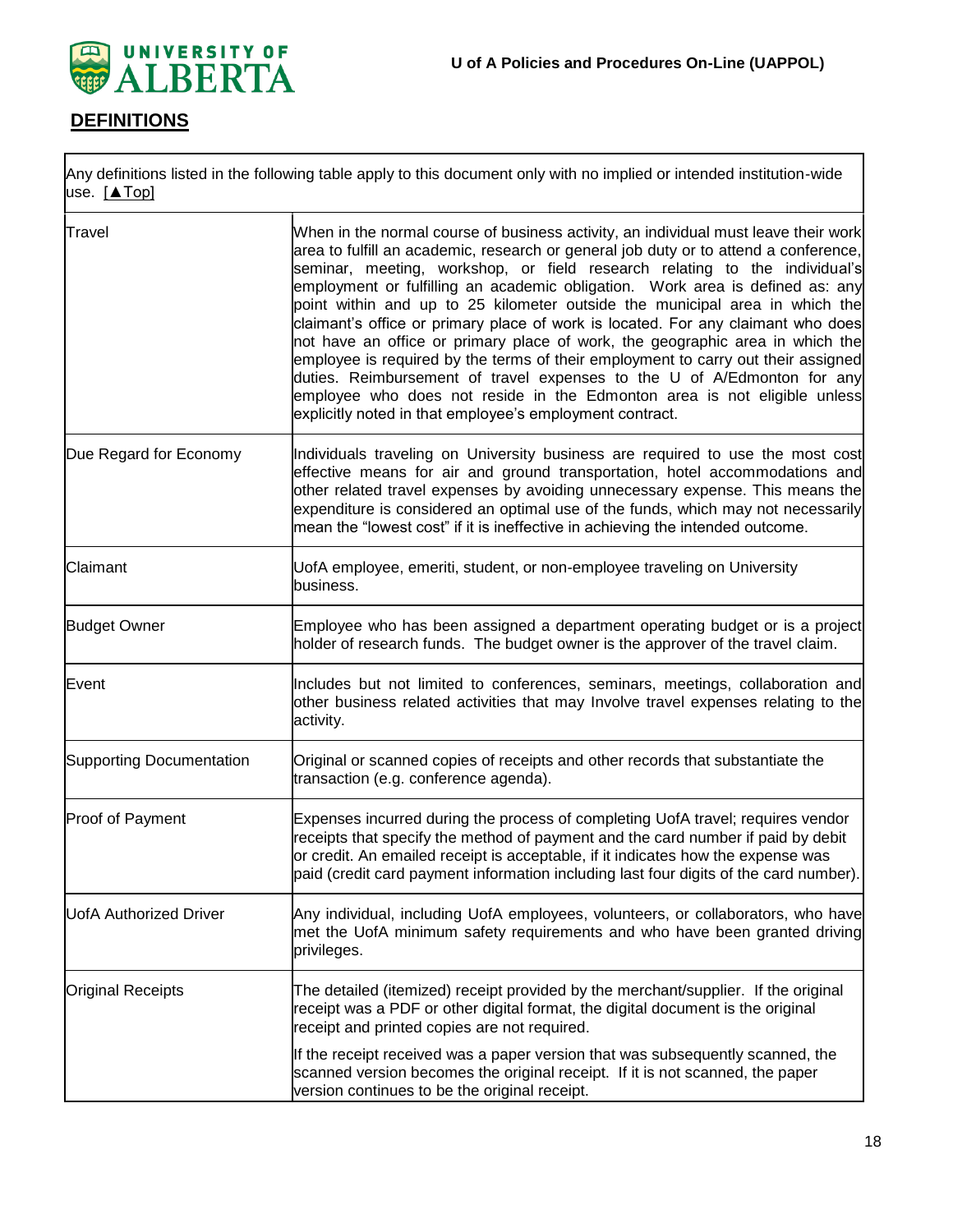## DEFINITIONS

| Any definitions listed in the following table apply to this document only with no implied or intended institution-wide use. [▲Top] | |
|---|---|
| Travel | When in the normal course of business activity, an individual must leave their work area to fulfill an academic, research or general job duty or to attend a conference, seminar, meeting, workshop, or field research relating to the individual's employment or fulfilling an academic obligation. Work area is defined as: any point within and up to 25 kilometer outside the municipal area in which the claimant's office or primary place of work is located. For any claimant who does not have an office or primary place of work, the geographic area in which the employee is required by the terms of their employment to carry out their assigned duties. Reimbursement of travel expenses to the U of A/Edmonton for any employee who does not reside in the Edmonton area is not eligible unless explicitly noted in that employee's employment contract. |
| Due Regard for Economy | Individuals traveling on University business are required to use the most cost effective means for air and ground transportation, hotel accommodations and other related travel expenses by avoiding unnecessary expense. This means the expenditure is considered an optimal use of the funds, which may not necessarily mean the "lowest cost" if it is ineffective in achieving the intended outcome. |
| Claimant | UofA employee, emeriti, student, or non-employee traveling on University business. |
| Budget Owner | Employee who has been assigned a department operating budget or is a project holder of research funds. The budget owner is the approver of the travel claim. |
| Event | Includes but not limited to conferences, seminars, meetings, collaboration and other business related activities that may Involve travel expenses relating to the activity. |
| Supporting Documentation | Original or scanned copies of receipts and other records that substantiate the transaction (e.g. conference agenda). |
| Proof of Payment | Expenses incurred during the process of completing UofA travel; requires vendor receipts that specify the method of payment and the card number if paid by debit or credit. An emailed receipt is acceptable, if it indicates how the expense was paid (credit card payment information including last four digits of the card number). |
| UofA Authorized Driver | Any individual, including UofA employees, volunteers, or collaborators, who have met the UofA minimum safety requirements and who have been granted driving privileges. |
| Original Receipts | The detailed (itemized) receipt provided by the merchant/supplier. If the original receipt was a PDF or other digital format, the digital document is the original receipt and printed copies are not required.<br><br>If the receipt received was a paper version that was subsequently scanned, the scanned version becomes the original receipt. If it is not scanned, the paper version continues to be the original receipt. |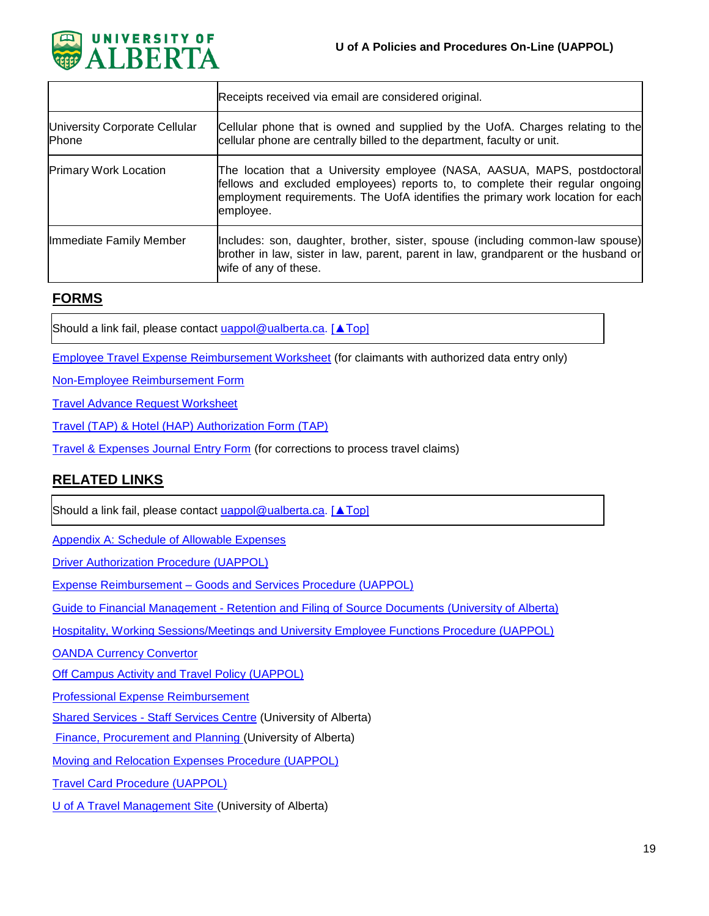| | |
|---|---|
| | Receipts received via email are considered original. |
| University Corporate Cellular Phone | Cellular phone that is owned and supplied by the UofA. Charges relating to the cellular phone are centrally billed to the department, faculty or unit. |
| Primary Work Location | The location that a University employee (NASA, AASUA, MAPS, postdoctoral fellows and excluded employees) reports to, to complete their regular ongoing employment requirements. The UofA identifies the primary work location for each employee. |
| Immediate Family Member | Includes: son, daughter, brother, sister, spouse (including common-law spouse) brother in law, sister in law, parent, parent in law, grandparent or the husband or wife of any of these. |

## FORMS

Should a link fail, please contact uappol@ualberta.ca. [▲Top]

Employee Travel Expense Reimbursement Worksheet (for claimants with authorized data entry only)

Non-Employee Reimbursement Form

Travel Advance Request Worksheet

Travel (TAP) & Hotel (HAP) Authorization Form (TAP)

Travel & Expenses Journal Entry Form (for corrections to process travel claims)

## RELATED LINKS

Should a link fail, please contact uappol@ualberta.ca. [▲Top]

Appendix A: Schedule of Allowable Expenses

Driver Authorization Procedure (UAPPOL)

Expense Reimbursement – Goods and Services Procedure (UAPPOL)

Guide to Financial Management - Retention and Filing of Source Documents (University of Alberta)

Hospitality, Working Sessions/Meetings and University Employee Functions Procedure (UAPPOL)

OANDA Currency Convertor

Off Campus Activity and Travel Policy (UAPPOL)

Professional Expense Reimbursement

Shared Services - Staff Services Centre (University of Alberta)

Finance, Procurement and Planning (University of Alberta)

Moving and Relocation Expenses Procedure (UAPPOL)

Travel Card Procedure (UAPPOL)

U of A Travel Management Site (University of Alberta)